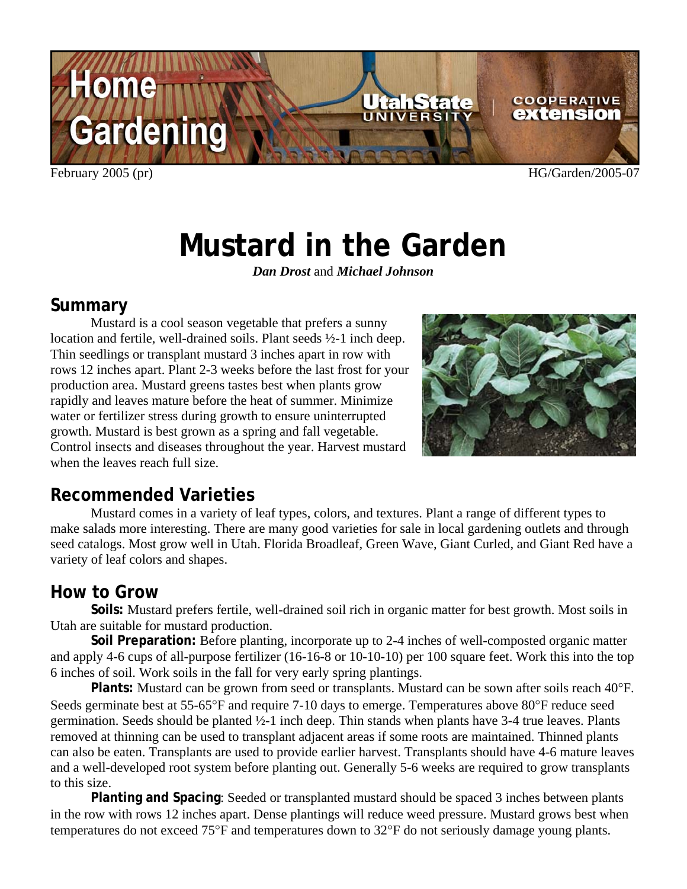February 2005 (pr) HG/Garden/2005-07

# Mustard in the Garden

***Dan Drost*** and ***Michael Johnson***

## Summary

Mustard is a cool season vegetable that prefers a sunny location and fertile, well-drained soils. Plant seeds ½-1 inch deep. Thin seedlings or transplant mustard 3 inches apart in row with rows 12 inches apart. Plant 2-3 weeks before the last frost for your production area. Mustard greens tastes best when plants grow rapidly and leaves mature before the heat of summer. Minimize water or fertilizer stress during growth to ensure uninterrupted growth. Mustard is best grown as a spring and fall vegetable. Control insects and diseases throughout the year. Harvest mustard when the leaves reach full size.

## Recommended Varieties

Mustard comes in a variety of leaf types, colors, and textures. Plant a range of different types to make salads more interesting. There are many good varieties for sale in local gardening outlets and through seed catalogs. Most grow well in Utah. Florida Broadleaf, Green Wave, Giant Curled, and Giant Red have a variety of leaf colors and shapes.

## How to Grow

**Soils:** Mustard prefers fertile, well-drained soil rich in organic matter for best growth. Most soils in Utah are suitable for mustard production.

**Soil Preparation:** Before planting, incorporate up to 2-4 inches of well-composted organic matter and apply 4-6 cups of all-purpose fertilizer (16-16-8 or 10-10-10) per 100 square feet. Work this into the top 6 inches of soil. Work soils in the fall for very early spring plantings.

**Plants:** Mustard can be grown from seed or transplants. Mustard can be sown after soils reach 40°F. Seeds germinate best at 55-65°F and require 7-10 days to emerge. Temperatures above 80°F reduce seed germination. Seeds should be planted ½-1 inch deep. Thin stands when plants have 3-4 true leaves. Plants removed at thinning can be used to transplant adjacent areas if some roots are maintained. Thinned plants can also be eaten. Transplants are used to provide earlier harvest. Transplants should have 4-6 mature leaves and a well-developed root system before planting out. Generally 5-6 weeks are required to grow transplants to this size.

**Planting and Spacing**: Seeded or transplanted mustard should be spaced 3 inches between plants in the row with rows 12 inches apart. Dense plantings will reduce weed pressure. Mustard grows best when temperatures do not exceed 75°F and temperatures down to 32°F do not seriously damage young plants.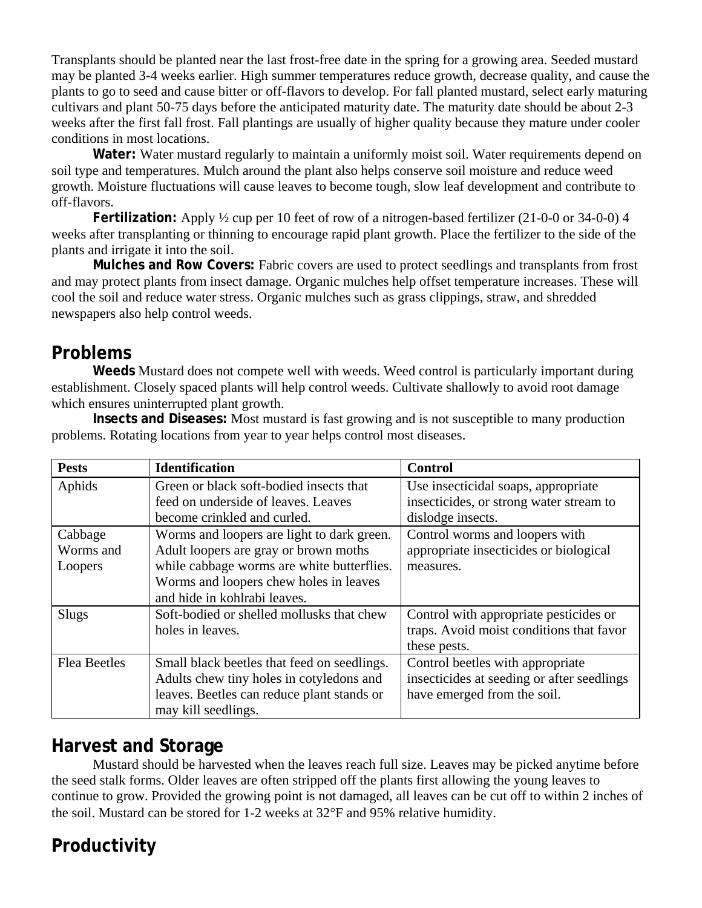Transplants should be planted near the last frost-free date in the spring for a growing area. Seeded mustard may be planted 3-4 weeks earlier. High summer temperatures reduce growth, decrease quality, and cause the plants to go to seed and cause bitter or off-flavors to develop. For fall planted mustard, select early maturing cultivars and plant 50-75 days before the anticipated maturity date. The maturity date should be about 2-3 weeks after the first fall frost. Fall plantings are usually of higher quality because they mature under cooler conditions in most locations.

**Water:** Water mustard regularly to maintain a uniformly moist soil. Water requirements depend on soil type and temperatures. Mulch around the plant also helps conserve soil moisture and reduce weed growth. Moisture fluctuations will cause leaves to become tough, slow leaf development and contribute to off-flavors.

**Fertilization:** Apply ½ cup per 10 feet of row of a nitrogen-based fertilizer (21-0-0 or 34-0-0) 4 weeks after transplanting or thinning to encourage rapid plant growth. Place the fertilizer to the side of the plants and irrigate it into the soil.

**Mulches and Row Covers:** Fabric covers are used to protect seedlings and transplants from frost and may protect plants from insect damage. Organic mulches help offset temperature increases. These will cool the soil and reduce water stress. Organic mulches such as grass clippings, straw, and shredded newspapers also help control weeds.

## Problems

**Weeds** Mustard does not compete well with weeds. Weed control is particularly important during establishment. Closely spaced plants will help control weeds. Cultivate shallowly to avoid root damage which ensures uninterrupted plant growth.

**Insects and Diseases:** Most mustard is fast growing and is not susceptible to many production problems. Rotating locations from year to year helps control most diseases.

| Pests | Identification | Control |
|---|---|---|
| Aphids | Green or black soft-bodied insects that feed on underside of leaves. Leaves become crinkled and curled. | Use insecticidal soaps, appropriate insecticides, or strong water stream to dislodge insects. |
| Cabbage Worms and Loopers | Worms and loopers are light to dark green. Adult loopers are gray or brown moths while cabbage worms are white butterflies. Worms and loopers chew holes in leaves and hide in kohlrabi leaves. | Control worms and loopers with appropriate insecticides or biological measures. |
| Slugs | Soft-bodied or shelled mollusks that chew holes in leaves. | Control with appropriate pesticides or traps. Avoid moist conditions that favor these pests. |
| Flea Beetles | Small black beetles that feed on seedlings. Adults chew tiny holes in cotyledons and leaves. Beetles can reduce plant stands or may kill seedlings. | Control beetles with appropriate insecticides at seeding or after seedlings have emerged from the soil. |

## Harvest and Storage

Mustard should be harvested when the leaves reach full size. Leaves may be picked anytime before the seed stalk forms. Older leaves are often stripped off the plants first allowing the young leaves to continue to grow. Provided the growing point is not damaged, all leaves can be cut off to within 2 inches of the soil. Mustard can be stored for 1-2 weeks at 32°F and 95% relative humidity.

## Productivity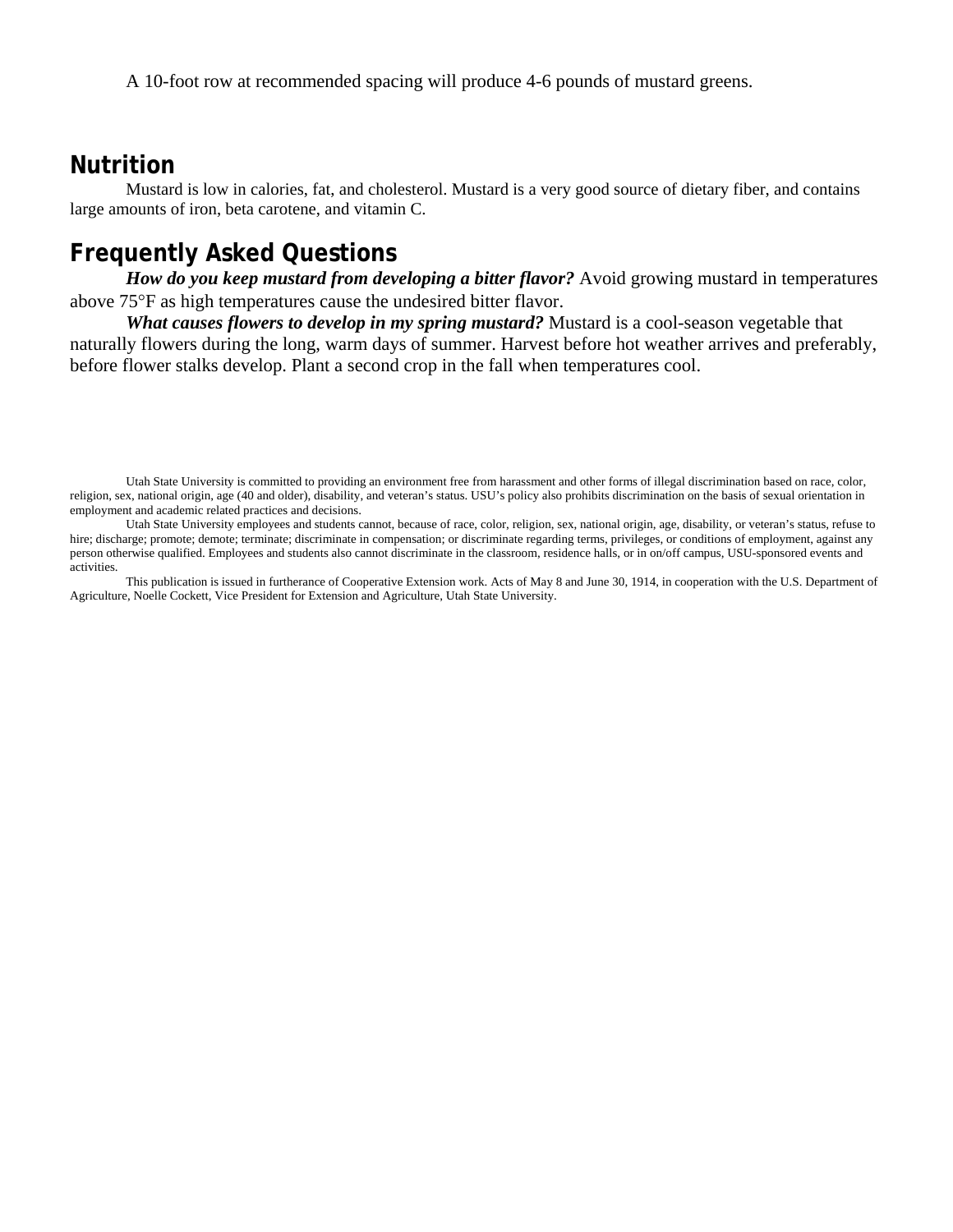A 10-foot row at recommended spacing will produce 4-6 pounds of mustard greens.

## Nutrition

Mustard is low in calories, fat, and cholesterol. Mustard is a very good source of dietary fiber, and contains large amounts of iron, beta carotene, and vitamin C.

## Frequently Asked Questions

***How do you keep mustard from developing a bitter flavor?*** Avoid growing mustard in temperatures above 75°F as high temperatures cause the undesired bitter flavor.

***What causes flowers to develop in my spring mustard?*** Mustard is a cool-season vegetable that naturally flowers during the long, warm days of summer. Harvest before hot weather arrives and preferably, before flower stalks develop. Plant a second crop in the fall when temperatures cool.

Utah State University is committed to providing an environment free from harassment and other forms of illegal discrimination based on race, color, religion, sex, national origin, age (40 and older), disability, and veteran's status. USU's policy also prohibits discrimination on the basis of sexual orientation in employment and academic related practices and decisions.

Utah State University employees and students cannot, because of race, color, religion, sex, national origin, age, disability, or veteran's status, refuse to hire; discharge; promote; demote; terminate; discriminate in compensation; or discriminate regarding terms, privileges, or conditions of employment, against any person otherwise qualified. Employees and students also cannot discriminate in the classroom, residence halls, or in on/off campus, USU-sponsored events and activities.

This publication is issued in furtherance of Cooperative Extension work. Acts of May 8 and June 30, 1914, in cooperation with the U.S. Department of Agriculture, Noelle Cockett, Vice President for Extension and Agriculture, Utah State University.